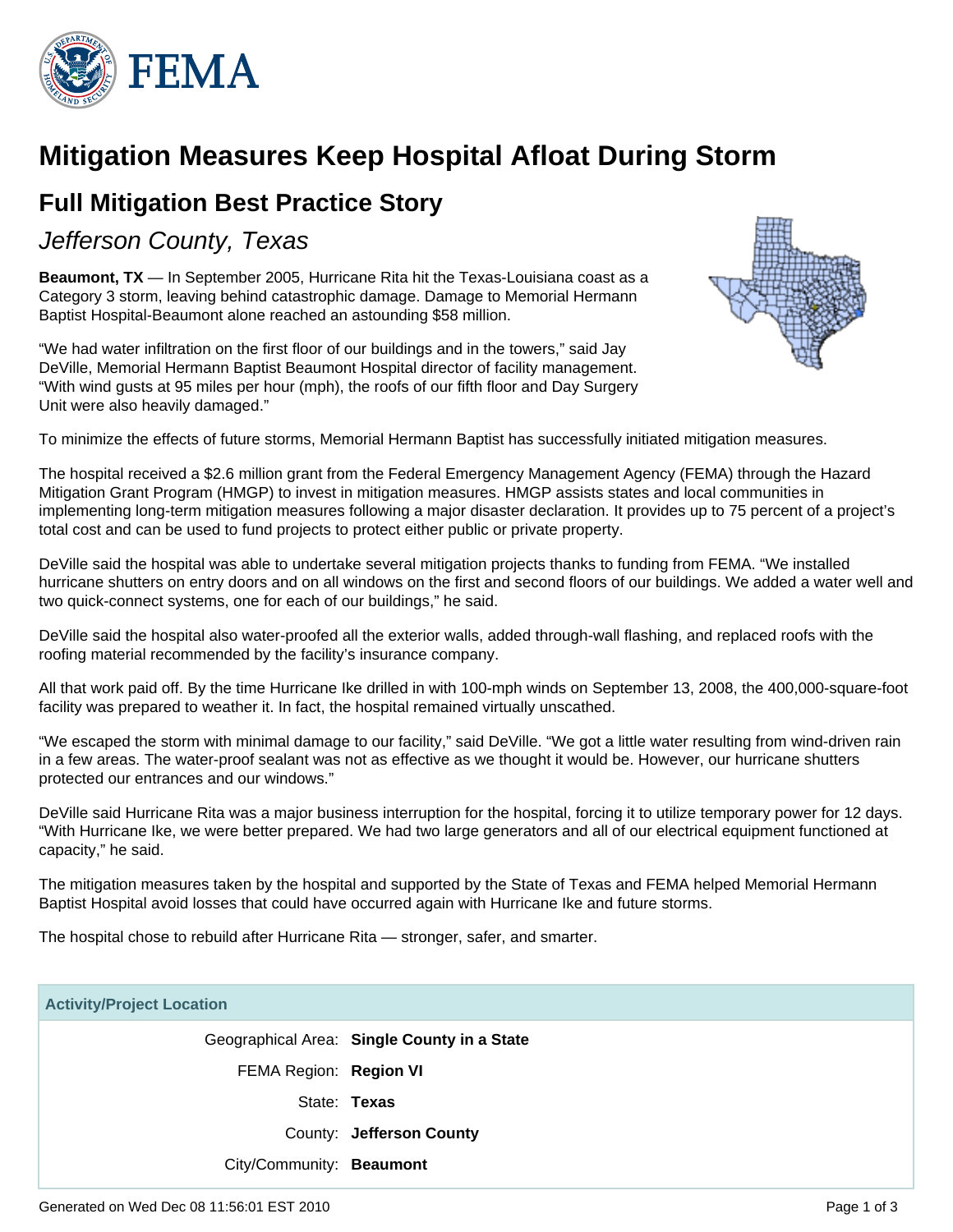# Mitigation Measures Keep Hospital Afloat During Storm

## Full Mitigation Best Practice Story

### *Jefferson County, Texas*

**Beaumont, TX** — In September 2005, Hurricane Rita hit the Texas-Louisiana coast as a Category 3 storm, leaving behind catastrophic damage. Damage to Memorial Hermann Baptist Hospital-Beaumont alone reached an astounding $58 million.

"We had water infiltration on the first floor of our buildings and in the towers," said Jay DeVille, Memorial Hermann Baptist Beaumont Hospital director of facility management. "With wind gusts at 95 miles per hour (mph), the roofs of our fifth floor and Day Surgery Unit were also heavily damaged."

To minimize the effects of future storms, Memorial Hermann Baptist has successfully initiated mitigation measures.

The hospital received a $2.6 million grant from the Federal Emergency Management Agency (FEMA) through the Hazard Mitigation Grant Program (HMGP) to invest in mitigation measures. HMGP assists states and local communities in implementing long-term mitigation measures following a major disaster declaration. It provides up to 75 percent of a project's total cost and can be used to fund projects to protect either public or private property.

DeVille said the hospital was able to undertake several mitigation projects thanks to funding from FEMA. "We installed hurricane shutters on entry doors and on all windows on the first and second floors of our buildings. We added a water well and two quick-connect systems, one for each of our buildings," he said.

DeVille said the hospital also water-proofed all the exterior walls, added through-wall flashing, and replaced roofs with the roofing material recommended by the facility's insurance company.

All that work paid off. By the time Hurricane Ike drilled in with 100-mph winds on September 13, 2008, the 400,000-square-foot facility was prepared to weather it. In fact, the hospital remained virtually unscathed.

"We escaped the storm with minimal damage to our facility," said DeVille. "We got a little water resulting from wind-driven rain in a few areas. The water-proof sealant was not as effective as we thought it would be. However, our hurricane shutters protected our entrances and our windows."

DeVille said Hurricane Rita was a major business interruption for the hospital, forcing it to utilize temporary power for 12 days. "With Hurricane Ike, we were better prepared. We had two large generators and all of our electrical equipment functioned at capacity," he said.

The mitigation measures taken by the hospital and supported by the State of Texas and FEMA helped Memorial Hermann Baptist Hospital avoid losses that could have occurred again with Hurricane Ike and future storms.

The hospital chose to rebuild after Hurricane Rita — stronger, safer, and smarter.

| Activity/Project Location | |
|---|---|
| Geographical Area: | **Single County in a State** |
| FEMA Region: | **Region VI** |
| State: | **Texas** |
| County: | **Jefferson County** |
| City/Community: | **Beaumont** |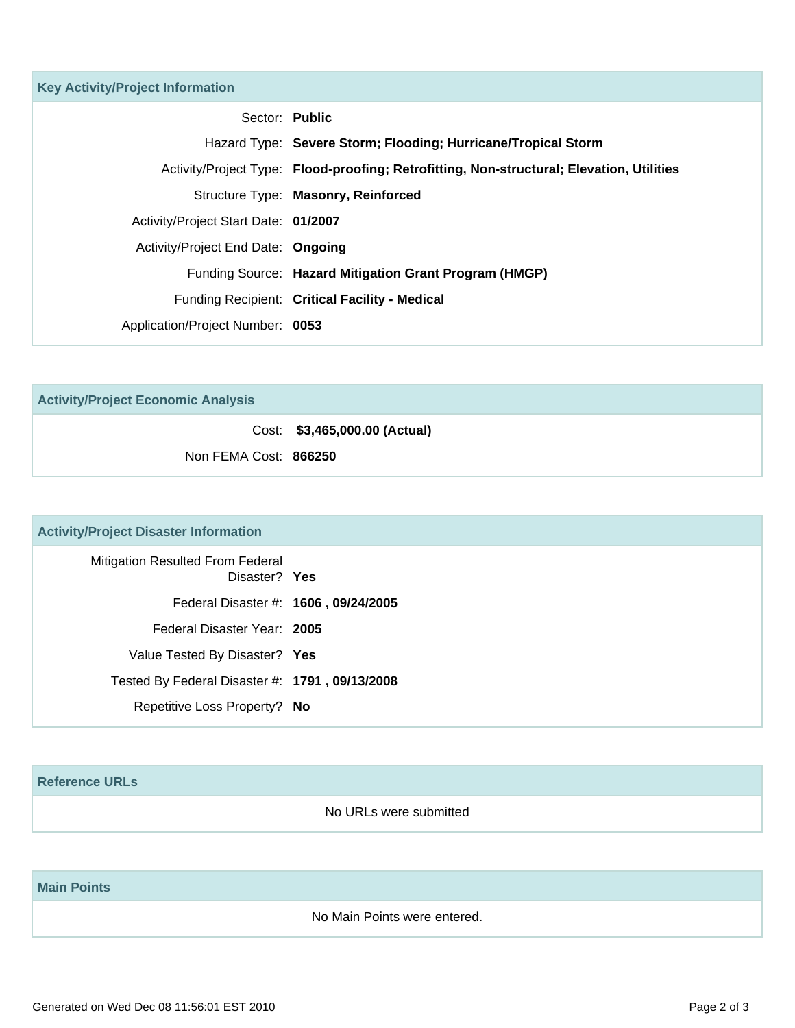## Key Activity/Project Information

| | |
|---|---|
| Sector: | **Public** |
| Hazard Type: | **Severe Storm; Flooding; Hurricane/Tropical Storm** |
| Activity/Project Type: | **Flood-proofing; Retrofitting, Non-structural; Elevation, Utilities** |
| Structure Type: | **Masonry, Reinforced** |
| Activity/Project Start Date: | **01/2007** |
| Activity/Project End Date: | **Ongoing** |
| Funding Source: | **Hazard Mitigation Grant Program (HMGP)** |
| Funding Recipient: | **Critical Facility - Medical** |
| Application/Project Number: | **0053** |

## Activity/Project Economic Analysis

| | |
|---|---|
| Cost: | **$3,465,000.00 (Actual)** |
| Non FEMA Cost: | **866250** |

## Activity/Project Disaster Information

| | |
|---|---|
| Mitigation Resulted From Federal Disaster? | **Yes** |
| Federal Disaster #: | **1606 , 09/24/2005** |
| Federal Disaster Year: | **2005** |
| Value Tested By Disaster? | **Yes** |
| Tested By Federal Disaster #: | **1791 , 09/13/2008** |
| Repetitive Loss Property? | **No** |

## Reference URLs

No URLs were submitted

## Main Points

No Main Points were entered.

Generated on Wed Dec 08 11:56:01 EST 2010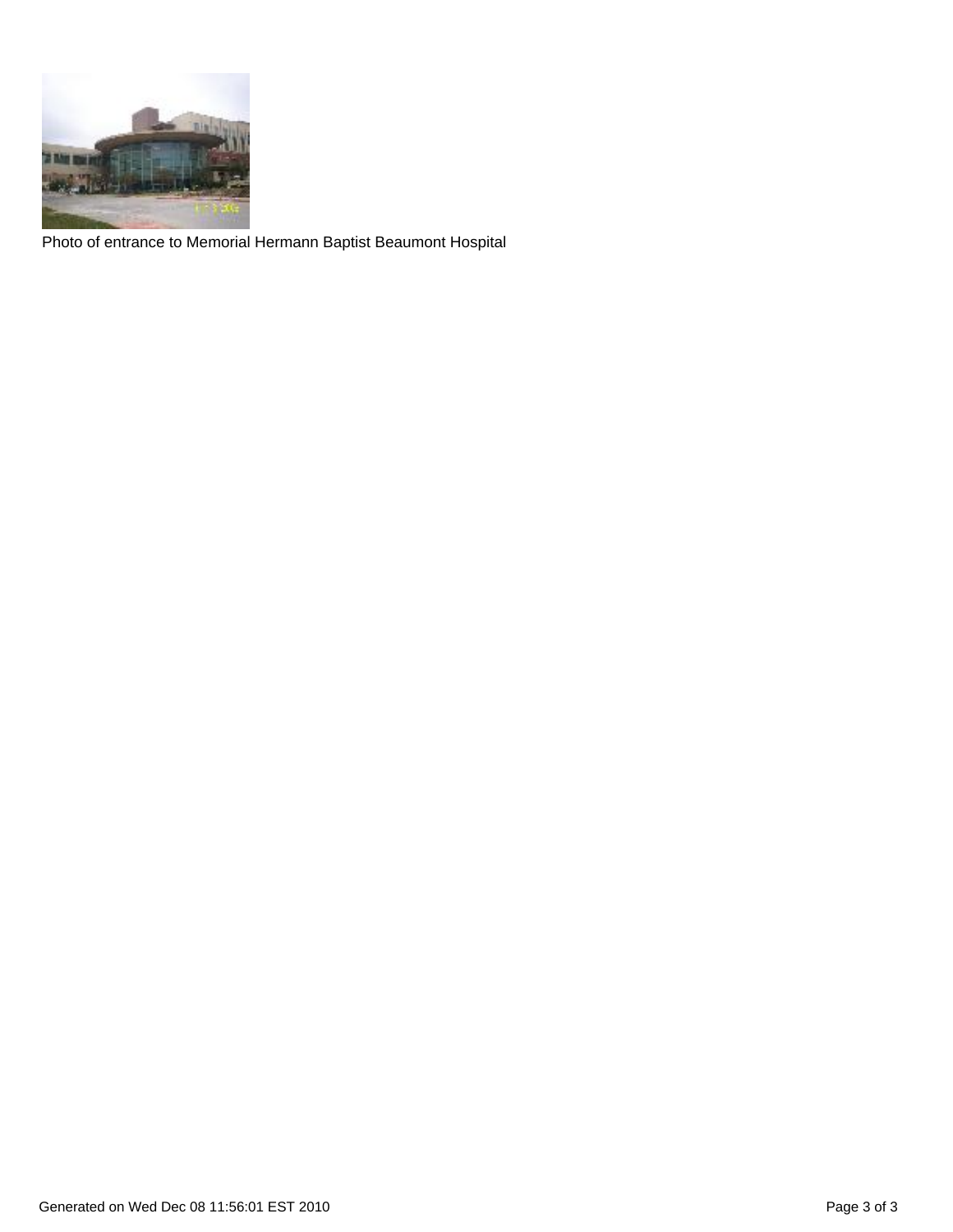Photo of entrance to Memorial Hermann Baptist Beaumont Hospital